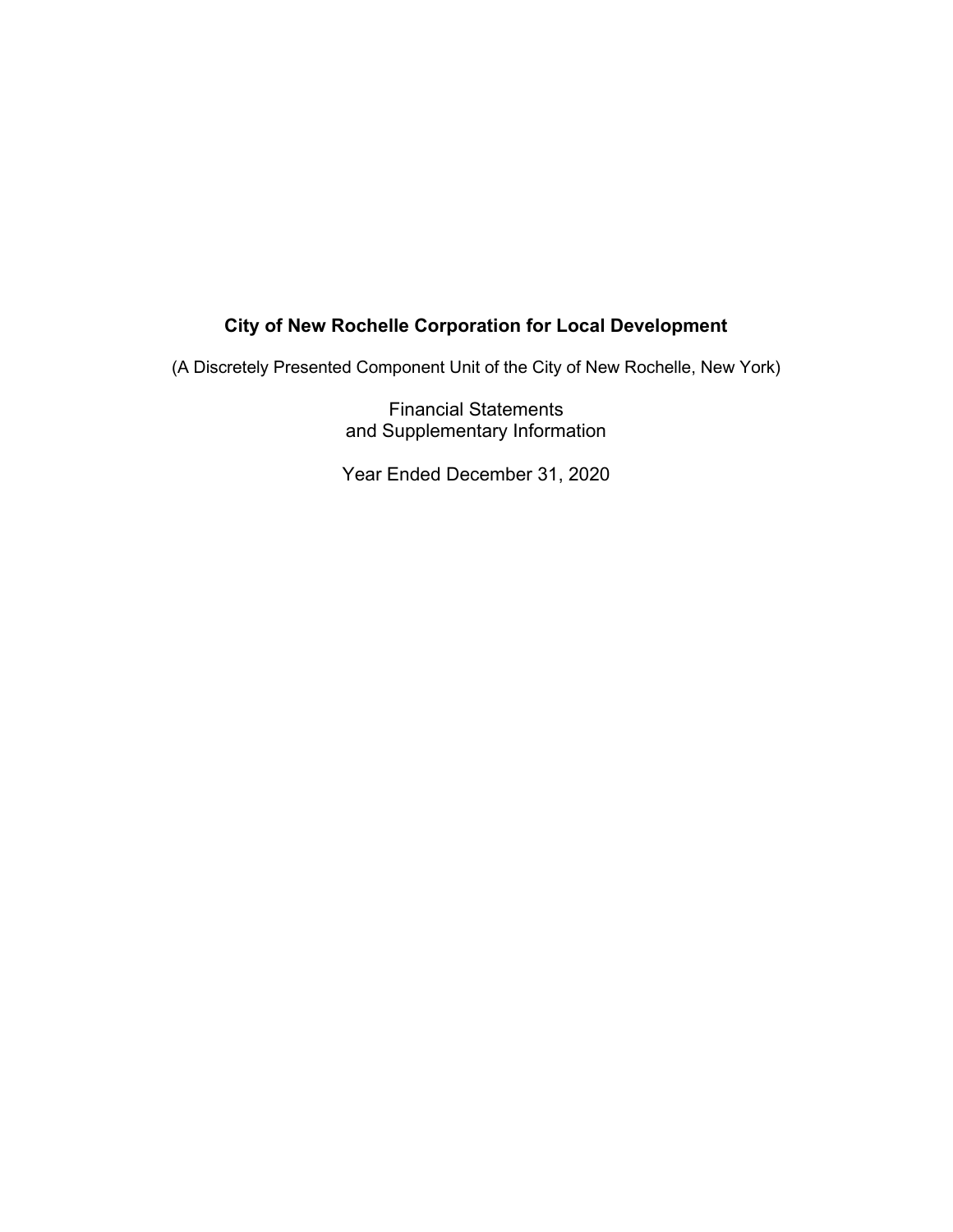# City of New Rochelle Corporation for Local Development

(A Discretely Presented Component Unit of the City of New Rochelle, New York)

Financial Statements
and Supplementary Information

Year Ended December 31, 2020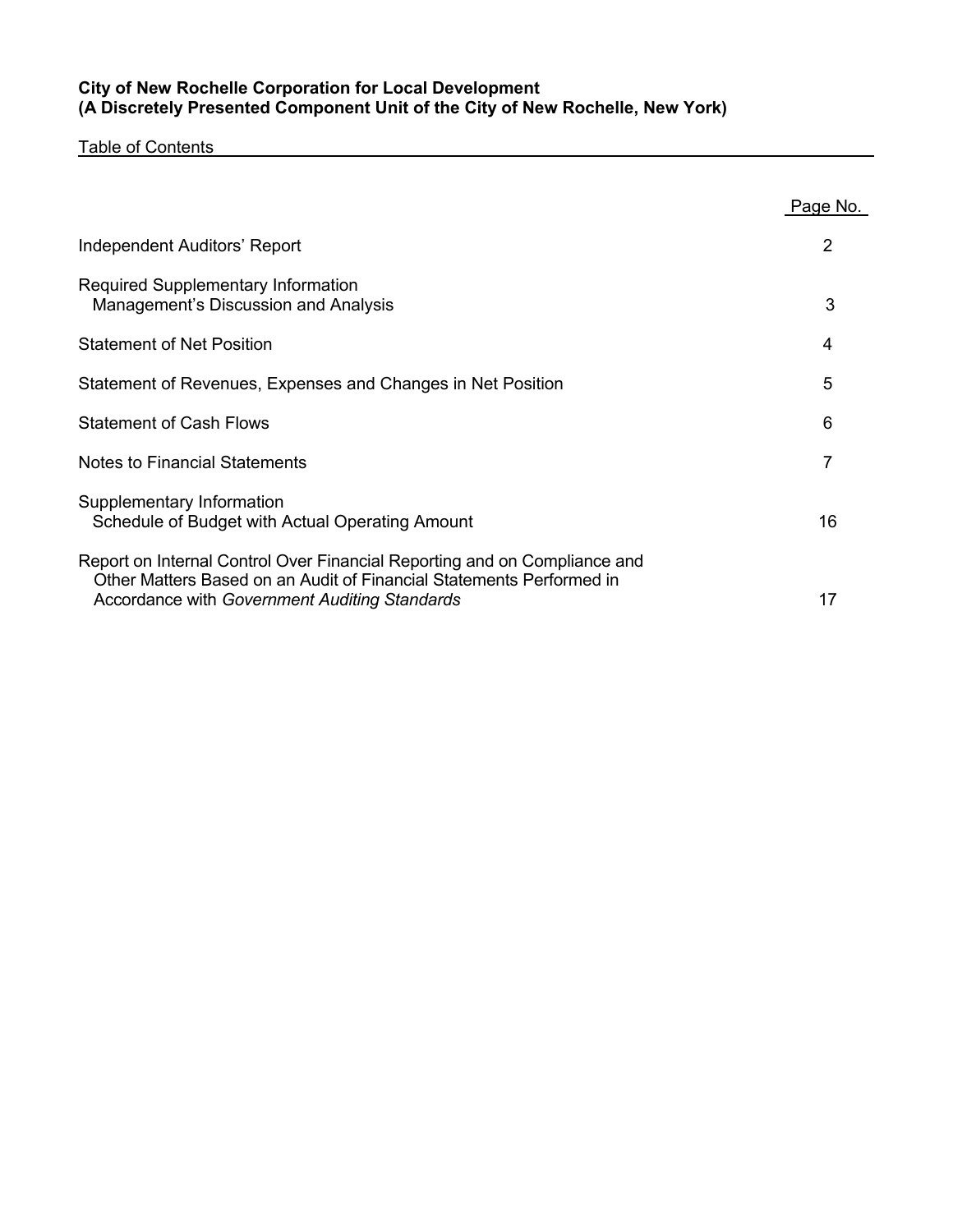**City of New Rochelle Corporation for Local Development**
**(A Discretely Presented Component Unit of the City of New Rochelle, New York)**

Table of Contents

| | Page No. |
|---|---|
| Independent Auditors' Report | 2 |
| Required Supplementary Information<br>Management's Discussion and Analysis | 3 |
| Statement of Net Position | 4 |
| Statement of Revenues, Expenses and Changes in Net Position | 5 |
| Statement of Cash Flows | 6 |
| Notes to Financial Statements | 7 |
| Supplementary Information<br>Schedule of Budget with Actual Operating Amount | 16 |
| Report on Internal Control Over Financial Reporting and on Compliance and Other Matters Based on an Audit of Financial Statements Performed in Accordance with *Government Auditing Standards* | 17 |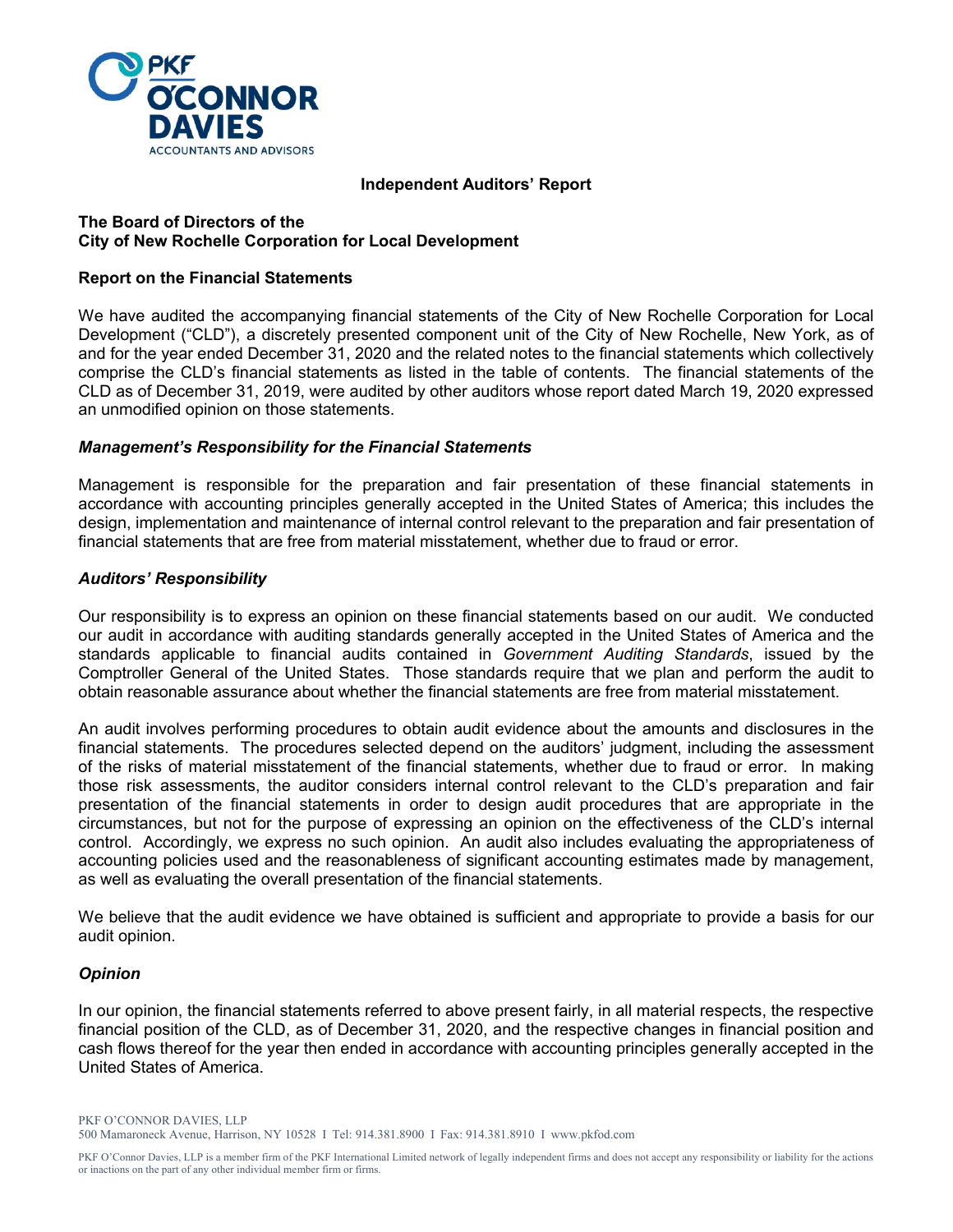**Independent Auditors' Report**

**The Board of Directors of the**
**City of New Rochelle Corporation for Local Development**

**Report on the Financial Statements**

We have audited the accompanying financial statements of the City of New Rochelle Corporation for Local Development ("CLD"), a discretely presented component unit of the City of New Rochelle, New York, as of and for the year ended December 31, 2020 and the related notes to the financial statements which collectively comprise the CLD's financial statements as listed in the table of contents. The financial statements of the CLD as of December 31, 2019, were audited by other auditors whose report dated March 19, 2020 expressed an unmodified opinion on those statements.

***Management's Responsibility for the Financial Statements***

Management is responsible for the preparation and fair presentation of these financial statements in accordance with accounting principles generally accepted in the United States of America; this includes the design, implementation and maintenance of internal control relevant to the preparation and fair presentation of financial statements that are free from material misstatement, whether due to fraud or error.

***Auditors' Responsibility***

Our responsibility is to express an opinion on these financial statements based on our audit. We conducted our audit in accordance with auditing standards generally accepted in the United States of America and the standards applicable to financial audits contained in *Government Auditing Standards*, issued by the Comptroller General of the United States. Those standards require that we plan and perform the audit to obtain reasonable assurance about whether the financial statements are free from material misstatement.

An audit involves performing procedures to obtain audit evidence about the amounts and disclosures in the financial statements. The procedures selected depend on the auditors' judgment, including the assessment of the risks of material misstatement of the financial statements, whether due to fraud or error. In making those risk assessments, the auditor considers internal control relevant to the CLD's preparation and fair presentation of the financial statements in order to design audit procedures that are appropriate in the circumstances, but not for the purpose of expressing an opinion on the effectiveness of the CLD's internal control. Accordingly, we express no such opinion. An audit also includes evaluating the appropriateness of accounting policies used and the reasonableness of significant accounting estimates made by management, as well as evaluating the overall presentation of the financial statements.

We believe that the audit evidence we have obtained is sufficient and appropriate to provide a basis for our audit opinion.

***Opinion***

In our opinion, the financial statements referred to above present fairly, in all material respects, the respective financial position of the CLD, as of December 31, 2020, and the respective changes in financial position and cash flows thereof for the year then ended in accordance with accounting principles generally accepted in the United States of America.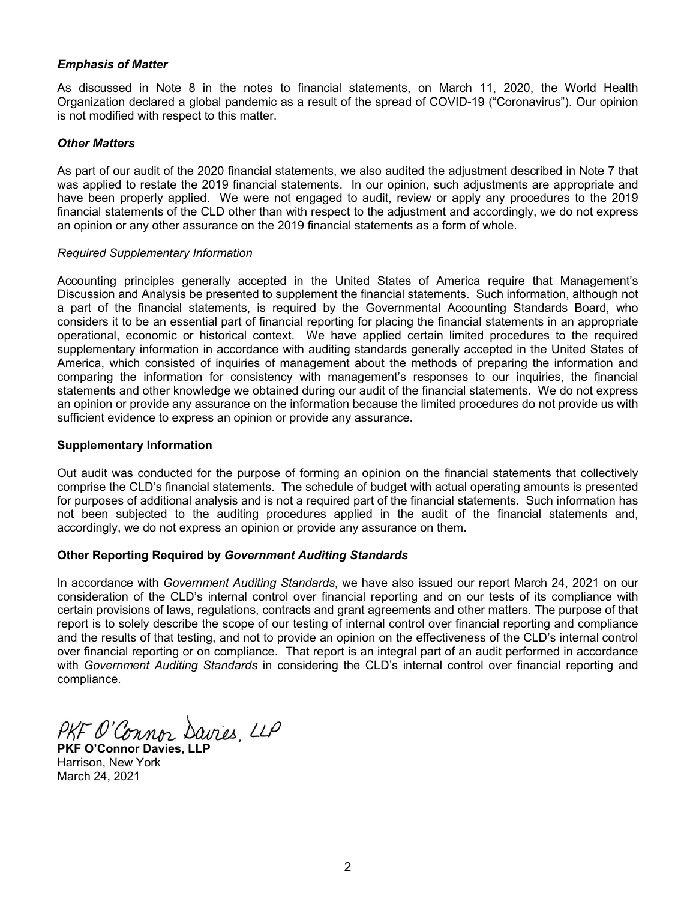***Emphasis of Matter***

As discussed in Note 8 in the notes to financial statements, on March 11, 2020, the World Health Organization declared a global pandemic as a result of the spread of COVID-19 ("Coronavirus"). Our opinion is not modified with respect to this matter.

***Other Matters***

As part of our audit of the 2020 financial statements, we also audited the adjustment described in Note 7 that was applied to restate the 2019 financial statements. In our opinion, such adjustments are appropriate and have been properly applied. We were not engaged to audit, review or apply any procedures to the 2019 financial statements of the CLD other than with respect to the adjustment and accordingly, we do not express an opinion or any other assurance on the 2019 financial statements as a form of whole.

*Required Supplementary Information*

Accounting principles generally accepted in the United States of America require that Management's Discussion and Analysis be presented to supplement the financial statements. Such information, although not a part of the financial statements, is required by the Governmental Accounting Standards Board, who considers it to be an essential part of financial reporting for placing the financial statements in an appropriate operational, economic or historical context. We have applied certain limited procedures to the required supplementary information in accordance with auditing standards generally accepted in the United States of America, which consisted of inquiries of management about the methods of preparing the information and comparing the information for consistency with management's responses to our inquiries, the financial statements and other knowledge we obtained during our audit of the financial statements. We do not express an opinion or provide any assurance on the information because the limited procedures do not provide us with sufficient evidence to express an opinion or provide any assurance.

**Supplementary Information**

Out audit was conducted for the purpose of forming an opinion on the financial statements that collectively comprise the CLD's financial statements. The schedule of budget with actual operating amounts is presented for purposes of additional analysis and is not a required part of the financial statements. Such information has not been subjected to the auditing procedures applied in the audit of the financial statements and, accordingly, we do not express an opinion or provide any assurance on them.

**Other Reporting Required by *Government Auditing Standards***

In accordance with *Government Auditing Standards*, we have also issued our report March 24, 2021 on our consideration of the CLD's internal control over financial reporting and on our tests of its compliance with certain provisions of laws, regulations, contracts and grant agreements and other matters. The purpose of that report is to solely describe the scope of our testing of internal control over financial reporting and compliance and the results of that testing, and not to provide an opinion on the effectiveness of the CLD's internal control over financial reporting or on compliance. That report is an integral part of an audit performed in accordance with *Government Auditing Standards* in considering the CLD's internal control over financial reporting and compliance.

PKF O'Connor Davies, LLP

**PKF O'Connor Davies, LLP**
Harrison, New York
March 24, 2021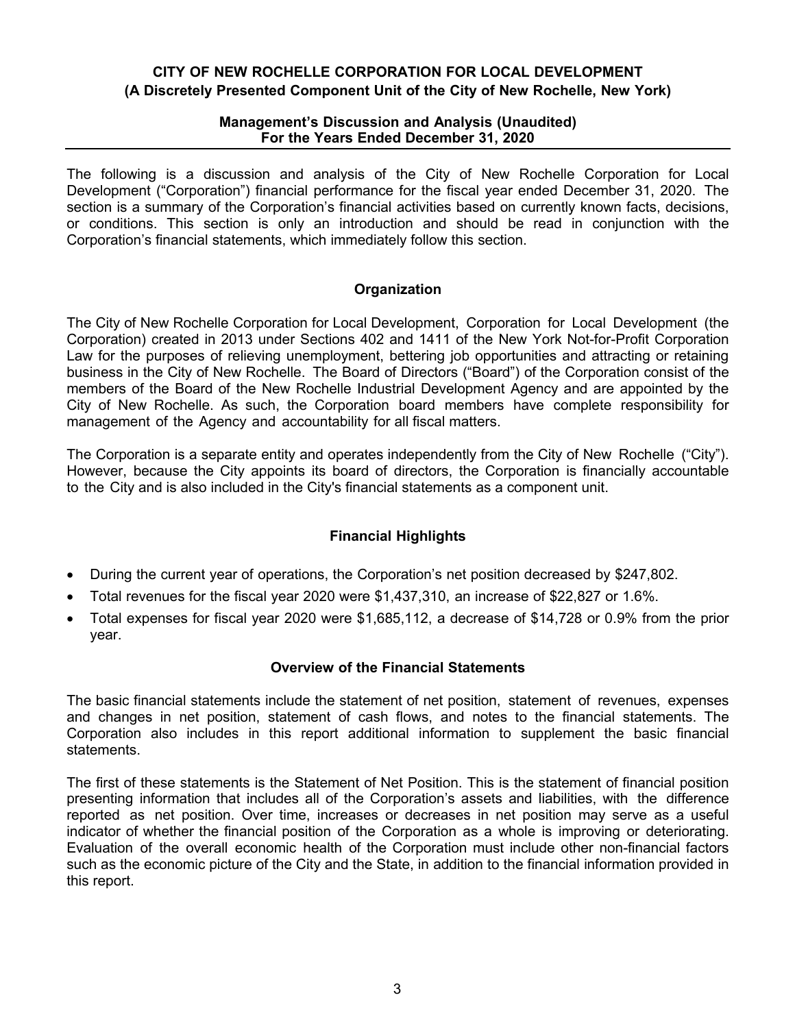**CITY OF NEW ROCHELLE CORPORATION FOR LOCAL DEVELOPMENT**
**(A Discretely Presented Component Unit of the City of New Rochelle, New York)**

**Management's Discussion and Analysis (Unaudited)**
**For the Years Ended December 31, 2020**

The following is a discussion and analysis of the City of New Rochelle Corporation for Local Development ("Corporation") financial performance for the fiscal year ended December 31, 2020. The section is a summary of the Corporation's financial activities based on currently known facts, decisions, or conditions. This section is only an introduction and should be read in conjunction with the Corporation's financial statements, which immediately follow this section.

## Organization

The City of New Rochelle Corporation for Local Development, Corporation for Local Development (the Corporation) created in 2013 under Sections 402 and 1411 of the New York Not-for-Profit Corporation Law for the purposes of relieving unemployment, bettering job opportunities and attracting or retaining business in the City of New Rochelle. The Board of Directors ("Board") of the Corporation consist of the members of the Board of the New Rochelle Industrial Development Agency and are appointed by the City of New Rochelle. As such, the Corporation board members have complete responsibility for management of the Agency and accountability for all fiscal matters.

The Corporation is a separate entity and operates independently from the City of New Rochelle ("City"). However, because the City appoints its board of directors, the Corporation is financially accountable to the City and is also included in the City's financial statements as a component unit.

## Financial Highlights

- During the current year of operations, the Corporation's net position decreased by $247,802.
- Total revenues for the fiscal year 2020 were $1,437,310, an increase of $22,827 or 1.6%.
- Total expenses for fiscal year 2020 were $1,685,112, a decrease of $14,728 or 0.9% from the prior year.

## Overview of the Financial Statements

The basic financial statements include the statement of net position, statement of revenues, expenses and changes in net position, statement of cash flows, and notes to the financial statements. The Corporation also includes in this report additional information to supplement the basic financial statements.

The first of these statements is the Statement of Net Position. This is the statement of financial position presenting information that includes all of the Corporation's assets and liabilities, with the difference reported as net position. Over time, increases or decreases in net position may serve as a useful indicator of whether the financial position of the Corporation as a whole is improving or deteriorating. Evaluation of the overall economic health of the Corporation must include other non-financial factors such as the economic picture of the City and the State, in addition to the financial information provided in this report.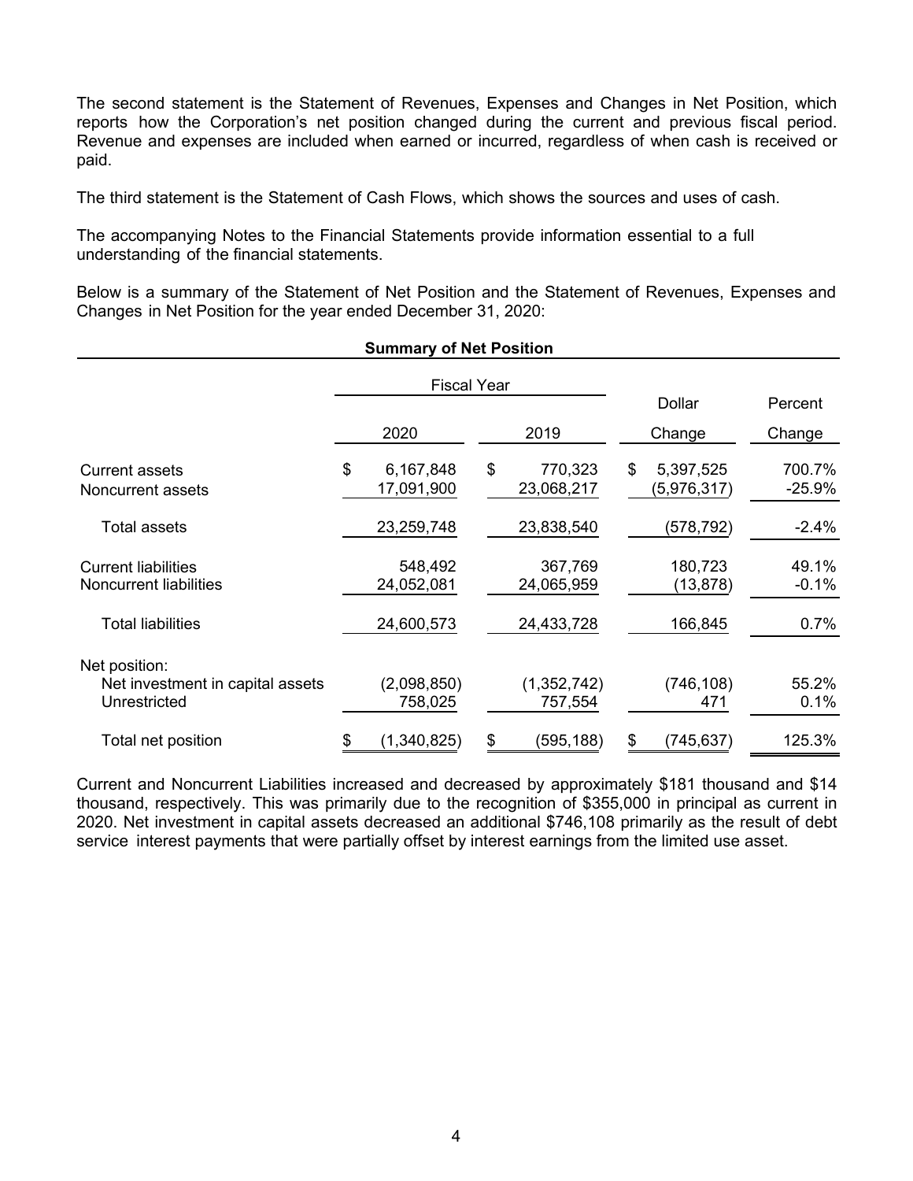The second statement is the Statement of Revenues, Expenses and Changes in Net Position, which reports how the Corporation's net position changed during the current and previous fiscal period. Revenue and expenses are included when earned or incurred, regardless of when cash is received or paid.

The third statement is the Statement of Cash Flows, which shows the sources and uses of cash.

The accompanying Notes to the Financial Statements provide information essential to a full understanding of the financial statements.

Below is a summary of the Statement of Net Position and the Statement of Revenues, Expenses and Changes in Net Position for the year ended December 31, 2020:

**Summary of Net Position**

| | Fiscal Year | | Dollar | Percent |
|---|---|---|---|---|
| | 2020 | 2019 | Change | Change |
| Current assets | $ 6,167,848 | $ 770,323 | $ 5,397,525 | 700.7% |
| Noncurrent assets | 17,091,900 | 23,068,217 | (5,976,317) | -25.9% |
| Total assets | 23,259,748 | 23,838,540 | (578,792) | -2.4% |
| Current liabilities | 548,492 | 367,769 | 180,723 | 49.1% |
| Noncurrent liabilities | 24,052,081 | 24,065,959 | (13,878) | -0.1% |
| Total liabilities | 24,600,573 | 24,433,728 | 166,845 | 0.7% |
| Net position: | | | | |
| Net investment in capital assets | (2,098,850) | (1,352,742) | (746,108) | 55.2% |
| Unrestricted | 758,025 | 757,554 | 471 | 0.1% |
| Total net position | $ (1,340,825) | $ (595,188) | $ (745,637) | 125.3% |

Current and Noncurrent Liabilities increased and decreased by approximately $181 thousand and $14 thousand, respectively. This was primarily due to the recognition of $355,000 in principal as current in 2020. Net investment in capital assets decreased an additional $746,108 primarily as the result of debt service interest payments that were partially offset by interest earnings from the limited use asset.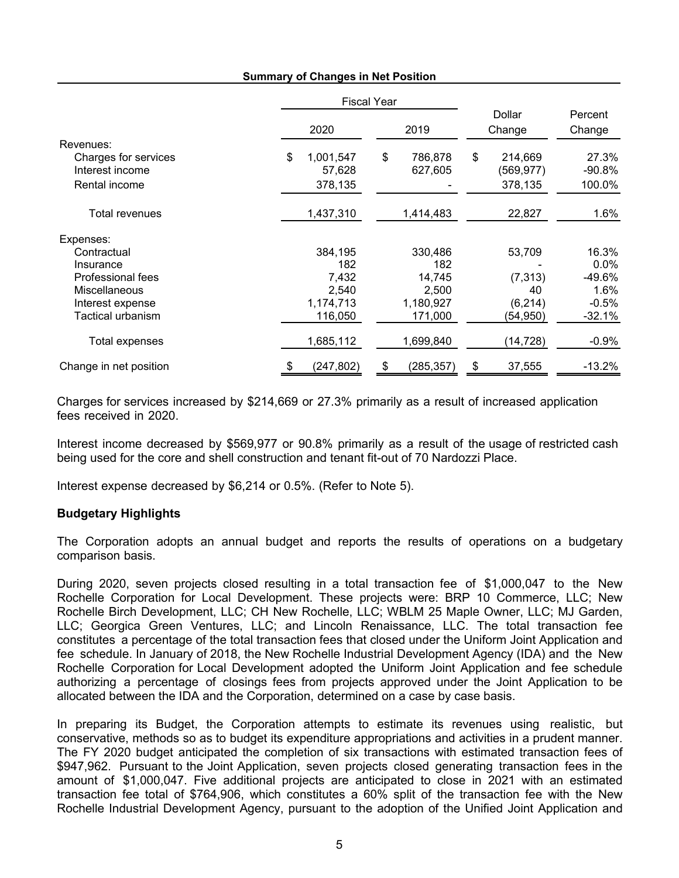**Summary of Changes in Net Position**

| | Fiscal Year | | Dollar Change | Percent Change |
|---|---|---|---|---|
| | 2020 | 2019 | | |
| Revenues: | | | | |
| Charges for services | $ 1,001,547 | $ 786,878 | $ 214,669 | 27.3% |
| Interest income | 57,628 | 627,605 | (569,977) | -90.8% |
| Rental income | 378,135 | - | 378,135 | 100.0% |
| Total revenues | 1,437,310 | 1,414,483 | 22,827 | 1.6% |
| Expenses: | | | | |
| Contractual | 384,195 | 330,486 | 53,709 | 16.3% |
| Insurance | 182 | 182 | - | 0.0% |
| Professional fees | 7,432 | 14,745 | (7,313) | -49.6% |
| Miscellaneous | 2,540 | 2,500 | 40 | 1.6% |
| Interest expense | 1,174,713 | 1,180,927 | (6,214) | -0.5% |
| Tactical urbanism | 116,050 | 171,000 | (54,950) | -32.1% |
| Total expenses | 1,685,112 | 1,699,840 | (14,728) | -0.9% |
| Change in net position | $ (247,802) | $ (285,357) | $ 37,555 | -13.2% |

Charges for services increased by $214,669 or 27.3% primarily as a result of increased application fees received in 2020.

Interest income decreased by $569,977 or 90.8% primarily as a result of the usage of restricted cash being used for the core and shell construction and tenant fit-out of 70 Nardozzi Place.

Interest expense decreased by $6,214 or 0.5%. (Refer to Note 5).

## Budgetary Highlights

The Corporation adopts an annual budget and reports the results of operations on a budgetary comparison basis.

During 2020, seven projects closed resulting in a total transaction fee of $1,000,047 to the New Rochelle Corporation for Local Development. These projects were: BRP 10 Commerce, LLC; New Rochelle Birch Development, LLC; CH New Rochelle, LLC; WBLM 25 Maple Owner, LLC; MJ Garden, LLC; Georgica Green Ventures, LLC; and Lincoln Renaissance, LLC. The total transaction fee constitutes a percentage of the total transaction fees that closed under the Uniform Joint Application and fee schedule. In January of 2018, the New Rochelle Industrial Development Agency (IDA) and the New Rochelle Corporation for Local Development adopted the Uniform Joint Application and fee schedule authorizing a percentage of closings fees from projects approved under the Joint Application to be allocated between the IDA and the Corporation, determined on a case by case basis.

In preparing its Budget, the Corporation attempts to estimate its revenues using realistic, but conservative, methods so as to budget its expenditure appropriations and activities in a prudent manner. The FY 2020 budget anticipated the completion of six transactions with estimated transaction fees of $947,962. Pursuant to the Joint Application, seven projects closed generating transaction fees in the amount of $1,000,047. Five additional projects are anticipated to close in 2021 with an estimated transaction fee total of $764,906, which constitutes a 60% split of the transaction fee with the New Rochelle Industrial Development Agency, pursuant to the adoption of the Unified Joint Application and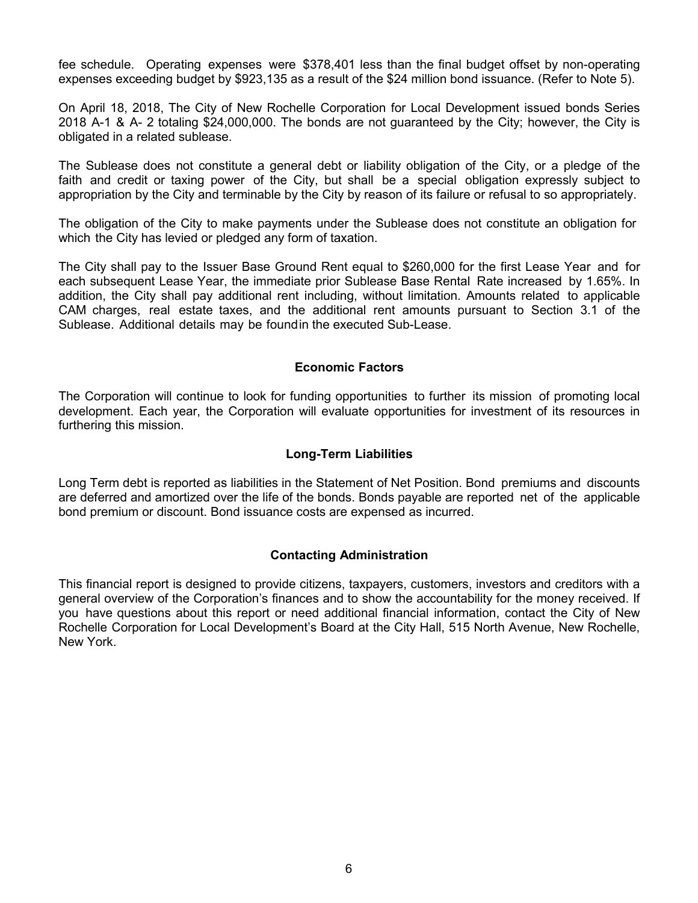fee schedule. Operating expenses were $378,401 less than the final budget offset by non-operating expenses exceeding budget by $923,135 as a result of the $24 million bond issuance. (Refer to Note 5).

On April 18, 2018, The City of New Rochelle Corporation for Local Development issued bonds Series 2018 A-1 & A- 2 totaling $24,000,000. The bonds are not guaranteed by the City; however, the City is obligated in a related sublease.

The Sublease does not constitute a general debt or liability obligation of the City, or a pledge of the faith and credit or taxing power of the City, but shall be a special obligation expressly subject to appropriation by the City and terminable by the City by reason of its failure or refusal to so appropriately.

The obligation of the City to make payments under the Sublease does not constitute an obligation for which the City has levied or pledged any form of taxation.

The City shall pay to the Issuer Base Ground Rent equal to $260,000 for the first Lease Year and for each subsequent Lease Year, the immediate prior Sublease Base Rental Rate increased by 1.65%. In addition, the City shall pay additional rent including, without limitation. Amounts related to applicable CAM charges, real estate taxes, and the additional rent amounts pursuant to Section 3.1 of the Sublease. Additional details may be foundin the executed Sub-Lease.

## Economic Factors

The Corporation will continue to look for funding opportunities to further its mission of promoting local development. Each year, the Corporation will evaluate opportunities for investment of its resources in furthering this mission.

## Long-Term Liabilities

Long Term debt is reported as liabilities in the Statement of Net Position. Bond premiums and discounts are deferred and amortized over the life of the bonds. Bonds payable are reported net of the applicable bond premium or discount. Bond issuance costs are expensed as incurred.

## Contacting Administration

This financial report is designed to provide citizens, taxpayers, customers, investors and creditors with a general overview of the Corporation's finances and to show the accountability for the money received. If you have questions about this report or need additional financial information, contact the City of New Rochelle Corporation for Local Development's Board at the City Hall, 515 North Avenue, New Rochelle, New York.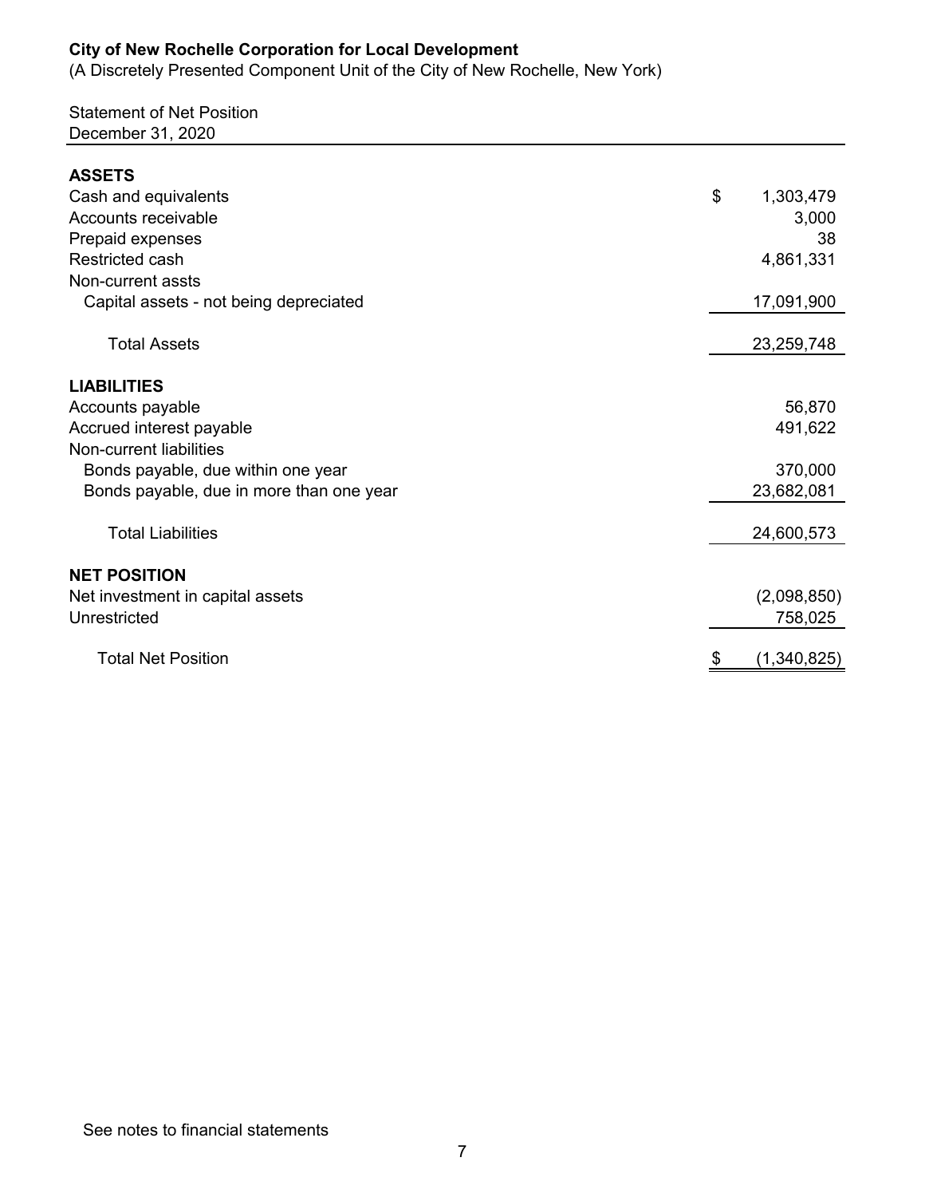**City of New Rochelle Corporation for Local Development**
(A Discretely Presented Component Unit of the City of New Rochelle, New York)

Statement of Net Position
December 31, 2020

| | |
|---|---|
| **ASSETS** | |
| Cash and equivalents | $ 1,303,479 |
| Accounts receivable | 3,000 |
| Prepaid expenses | 38 |
| Restricted cash | 4,861,331 |
| Non-current assts | |
| Capital assets - not being depreciated | 17,091,900 |
| Total Assets | 23,259,748 |
| **LIABILITIES** | |
| Accounts payable | 56,870 |
| Accrued interest payable | 491,622 |
| Non-current liabilities | |
| Bonds payable, due within one year | 370,000 |
| Bonds payable, due in more than one year | 23,682,081 |
| Total Liabilities | 24,600,573 |
| **NET POSITION** | |
| Net investment in capital assets | (2,098,850) |
| Unrestricted | 758,025 |
| Total Net Position | $ (1,340,825) |

See notes to financial statements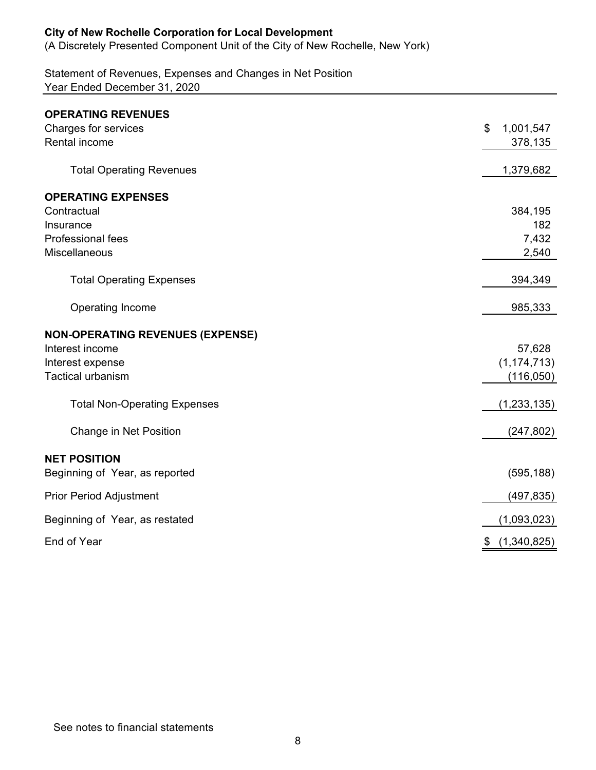**City of New Rochelle Corporation for Local Development**
(A Discretely Presented Component Unit of the City of New Rochelle, New York)

Statement of Revenues, Expenses and Changes in Net Position
Year Ended December 31, 2020

| | |
|---|---|
| **OPERATING REVENUES** | |
| Charges for services | $ 1,001,547 |
| Rental income | 378,135 |
| Total Operating Revenues | 1,379,682 |
| **OPERATING EXPENSES** | |
| Contractual | 384,195 |
| Insurance | 182 |
| Professional fees | 7,432 |
| Miscellaneous | 2,540 |
| Total Operating Expenses | 394,349 |
| Operating Income | 985,333 |
| **NON-OPERATING REVENUES (EXPENSE)** | |
| Interest income | 57,628 |
| Interest expense | (1,174,713) |
| Tactical urbanism | (116,050) |
| Total Non-Operating Expenses | (1,233,135) |
| Change in Net Position | (247,802) |
| **NET POSITION** | |
| Beginning of Year, as reported | (595,188) |
| Prior Period Adjustment | (497,835) |
| Beginning of Year, as restated | (1,093,023) |
| End of Year | $ (1,340,825) |

See notes to financial statements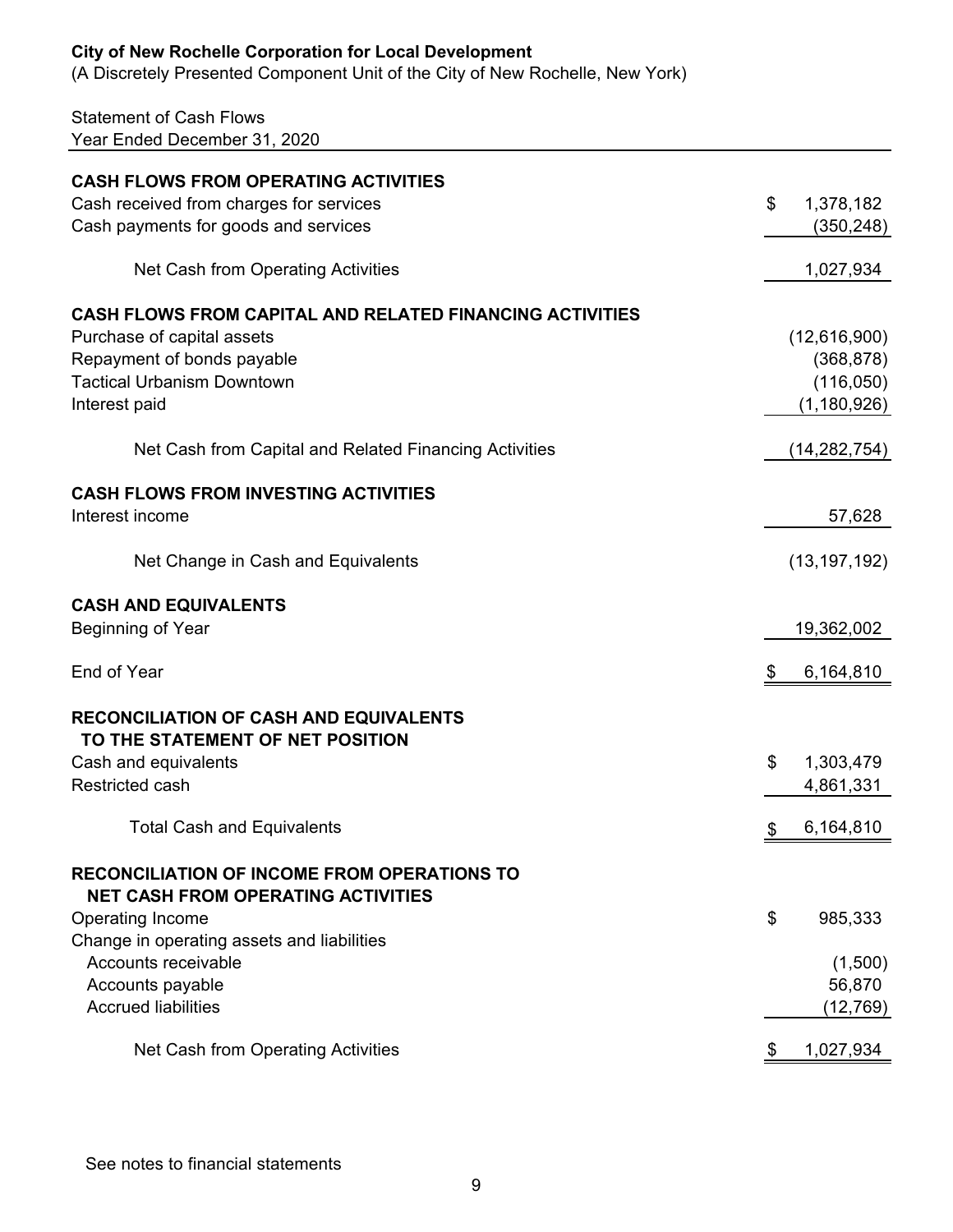**City of New Rochelle Corporation for Local Development**
(A Discretely Presented Component Unit of the City of New Rochelle, New York)

Statement of Cash Flows
Year Ended December 31, 2020

| | |
|---|---|
| **CASH FLOWS FROM OPERATING ACTIVITIES** | |
| Cash received from charges for services | $ 1,378,182 |
| Cash payments for goods and services | (350,248) |
| Net Cash from Operating Activities | 1,027,934 |
| **CASH FLOWS FROM CAPITAL AND RELATED FINANCING ACTIVITIES** | |
| Purchase of capital assets | (12,616,900) |
| Repayment of bonds payable | (368,878) |
| Tactical Urbanism Downtown | (116,050) |
| Interest paid | (1,180,926) |
| Net Cash from Capital and Related Financing Activities | (14,282,754) |
| **CASH FLOWS FROM INVESTING ACTIVITIES** | |
| Interest income | 57,628 |
| Net Change in Cash and Equivalents | (13,197,192) |
| **CASH AND EQUIVALENTS** | |
| Beginning of Year | 19,362,002 |
| End of Year | $ 6,164,810 |
| **RECONCILIATION OF CASH AND EQUIVALENTS TO THE STATEMENT OF NET POSITION** | |
| Cash and equivalents | $ 1,303,479 |
| Restricted cash | 4,861,331 |
| Total Cash and Equivalents | $ 6,164,810 |
| **RECONCILIATION OF INCOME FROM OPERATIONS TO NET CASH FROM OPERATING ACTIVITIES** | |
| Operating Income | $ 985,333 |
| Change in operating assets and liabilities | |
| Accounts receivable | (1,500) |
| Accounts payable | 56,870 |
| Accrued liabilities | (12,769) |
| Net Cash from Operating Activities | $ 1,027,934 |

See notes to financial statements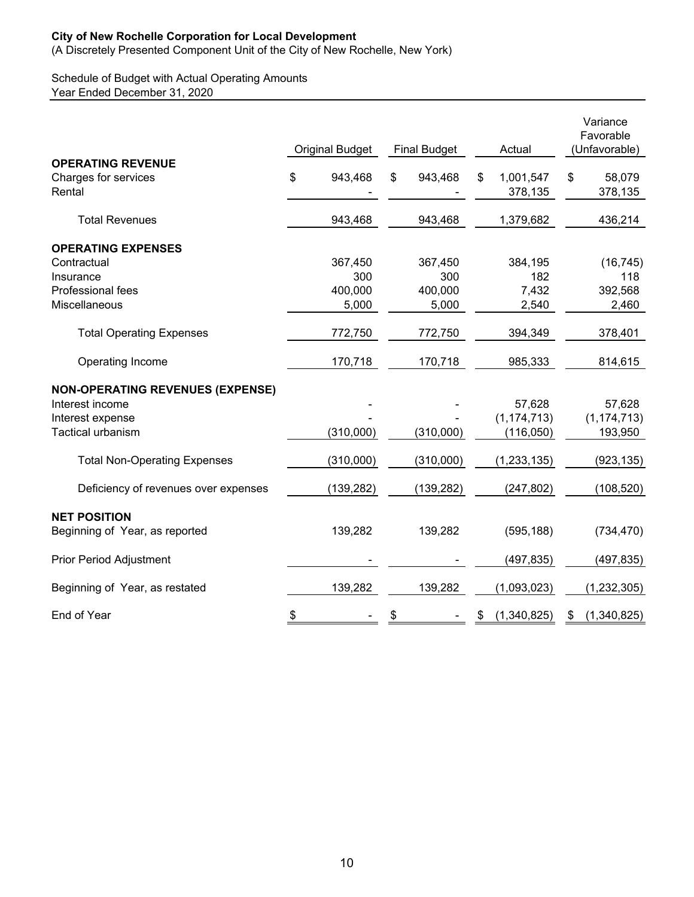**City of New Rochelle Corporation for Local Development**
(A Discretely Presented Component Unit of the City of New Rochelle, New York)

Schedule of Budget with Actual Operating Amounts
Year Ended December 31, 2020

| | Original Budget | Final Budget | Actual | Variance Favorable (Unfavorable) |
|---|---|---|---|---|
| **OPERATING REVENUE** | | | | |
| Charges for services | $ 943,468 | $ 943,468 | $ 1,001,547 | $ 58,079 |
| Rental | - | - | 378,135 | 378,135 |
| Total Revenues | 943,468 | 943,468 | 1,379,682 | 436,214 |
| **OPERATING EXPENSES** | | | | |
| Contractual | 367,450 | 367,450 | 384,195 | (16,745) |
| Insurance | 300 | 300 | 182 | 118 |
| Professional fees | 400,000 | 400,000 | 7,432 | 392,568 |
| Miscellaneous | 5,000 | 5,000 | 2,540 | 2,460 |
| Total Operating Expenses | 772,750 | 772,750 | 394,349 | 378,401 |
| Operating Income | 170,718 | 170,718 | 985,333 | 814,615 |
| **NON-OPERATING REVENUES (EXPENSE)** | | | | |
| Interest income | - | - | 57,628 | 57,628 |
| Interest expense | - | - | (1,174,713) | (1,174,713) |
| Tactical urbanism | (310,000) | (310,000) | (116,050) | 193,950 |
| Total Non-Operating Expenses | (310,000) | (310,000) | (1,233,135) | (923,135) |
| Deficiency of revenues over expenses | (139,282) | (139,282) | (247,802) | (108,520) |
| **NET POSITION** | | | | |
| Beginning of Year, as reported | 139,282 | 139,282 | (595,188) | (734,470) |
| Prior Period Adjustment | - | - | (497,835) | (497,835) |
| Beginning of Year, as restated | 139,282 | 139,282 | (1,093,023) | (1,232,305) |
| End of Year | $ - | $ - | $ (1,340,825) | $ (1,340,825) |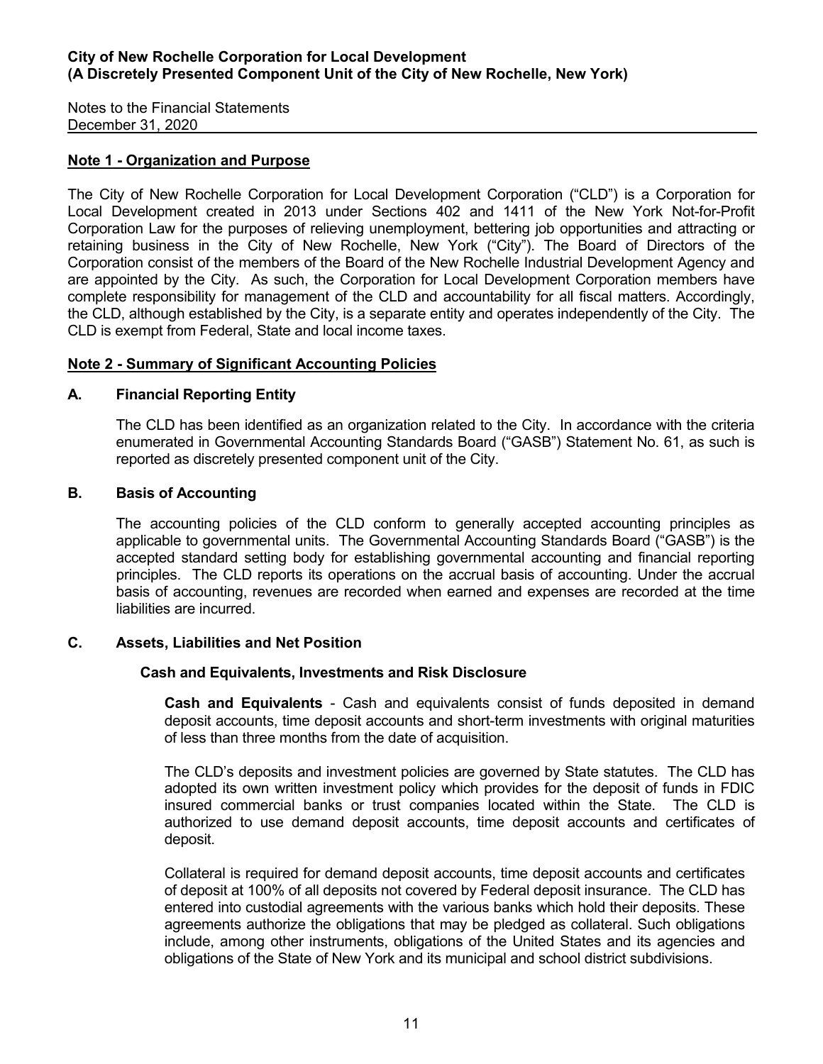**City of New Rochelle Corporation for Local Development**
**(A Discretely Presented Component Unit of the City of New Rochelle, New York)**

Notes to the Financial Statements
December 31, 2020

## Note 1 - Organization and Purpose

The City of New Rochelle Corporation for Local Development Corporation ("CLD") is a Corporation for Local Development created in 2013 under Sections 402 and 1411 of the New York Not-for-Profit Corporation Law for the purposes of relieving unemployment, bettering job opportunities and attracting or retaining business in the City of New Rochelle, New York ("City"). The Board of Directors of the Corporation consist of the members of the Board of the New Rochelle Industrial Development Agency and are appointed by the City. As such, the Corporation for Local Development Corporation members have complete responsibility for management of the CLD and accountability for all fiscal matters. Accordingly, the CLD, although established by the City, is a separate entity and operates independently of the City. The CLD is exempt from Federal, State and local income taxes.

## Note 2 - Summary of Significant Accounting Policies

### A. Financial Reporting Entity

The CLD has been identified as an organization related to the City. In accordance with the criteria enumerated in Governmental Accounting Standards Board ("GASB") Statement No. 61, as such is reported as discretely presented component unit of the City.

### B. Basis of Accounting

The accounting policies of the CLD conform to generally accepted accounting principles as applicable to governmental units. The Governmental Accounting Standards Board ("GASB") is the accepted standard setting body for establishing governmental accounting and financial reporting principles. The CLD reports its operations on the accrual basis of accounting. Under the accrual basis of accounting, revenues are recorded when earned and expenses are recorded at the time liabilities are incurred.

### C. Assets, Liabilities and Net Position

#### Cash and Equivalents, Investments and Risk Disclosure

**Cash and Equivalents** - Cash and equivalents consist of funds deposited in demand deposit accounts, time deposit accounts and short-term investments with original maturities of less than three months from the date of acquisition.

The CLD's deposits and investment policies are governed by State statutes. The CLD has adopted its own written investment policy which provides for the deposit of funds in FDIC insured commercial banks or trust companies located within the State. The CLD is authorized to use demand deposit accounts, time deposit accounts and certificates of deposit.

Collateral is required for demand deposit accounts, time deposit accounts and certificates of deposit at 100% of all deposits not covered by Federal deposit insurance. The CLD has entered into custodial agreements with the various banks which hold their deposits. These agreements authorize the obligations that may be pledged as collateral. Such obligations include, among other instruments, obligations of the United States and its agencies and obligations of the State of New York and its municipal and school district subdivisions.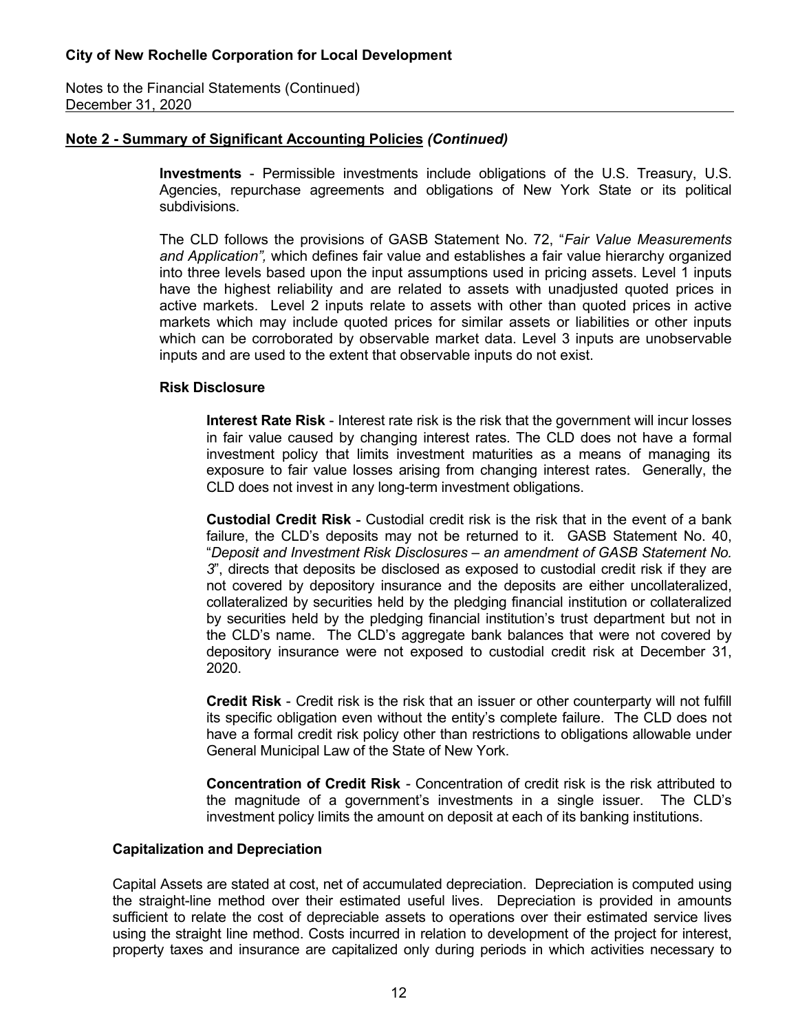**City of New Rochelle Corporation for Local Development**

Notes to the Financial Statements (Continued)
December 31, 2020

## Note 2 - Summary of Significant Accounting Policies *(Continued)*

**Investments** - Permissible investments include obligations of the U.S. Treasury, U.S. Agencies, repurchase agreements and obligations of New York State or its political subdivisions.

The CLD follows the provisions of GASB Statement No. 72, "*Fair Value Measurements and Application",* which defines fair value and establishes a fair value hierarchy organized into three levels based upon the input assumptions used in pricing assets. Level 1 inputs have the highest reliability and are related to assets with unadjusted quoted prices in active markets. Level 2 inputs relate to assets with other than quoted prices in active markets which may include quoted prices for similar assets or liabilities or other inputs which can be corroborated by observable market data. Level 3 inputs are unobservable inputs and are used to the extent that observable inputs do not exist.

### Risk Disclosure

**Interest Rate Risk** - Interest rate risk is the risk that the government will incur losses in fair value caused by changing interest rates. The CLD does not have a formal investment policy that limits investment maturities as a means of managing its exposure to fair value losses arising from changing interest rates. Generally, the CLD does not invest in any long-term investment obligations.

**Custodial Credit Risk** - Custodial credit risk is the risk that in the event of a bank failure, the CLD's deposits may not be returned to it. GASB Statement No. 40, "*Deposit and Investment Risk Disclosures – an amendment of GASB Statement No. 3*", directs that deposits be disclosed as exposed to custodial credit risk if they are not covered by depository insurance and the deposits are either uncollateralized, collateralized by securities held by the pledging financial institution or collateralized by securities held by the pledging financial institution's trust department but not in the CLD's name. The CLD's aggregate bank balances that were not covered by depository insurance were not exposed to custodial credit risk at December 31, 2020.

**Credit Risk** - Credit risk is the risk that an issuer or other counterparty will not fulfill its specific obligation even without the entity's complete failure. The CLD does not have a formal credit risk policy other than restrictions to obligations allowable under General Municipal Law of the State of New York.

**Concentration of Credit Risk** - Concentration of credit risk is the risk attributed to the magnitude of a government's investments in a single issuer. The CLD's investment policy limits the amount on deposit at each of its banking institutions.

### Capitalization and Depreciation

Capital Assets are stated at cost, net of accumulated depreciation. Depreciation is computed using the straight-line method over their estimated useful lives. Depreciation is provided in amounts sufficient to relate the cost of depreciable assets to operations over their estimated service lives using the straight line method. Costs incurred in relation to development of the project for interest, property taxes and insurance are capitalized only during periods in which activities necessary to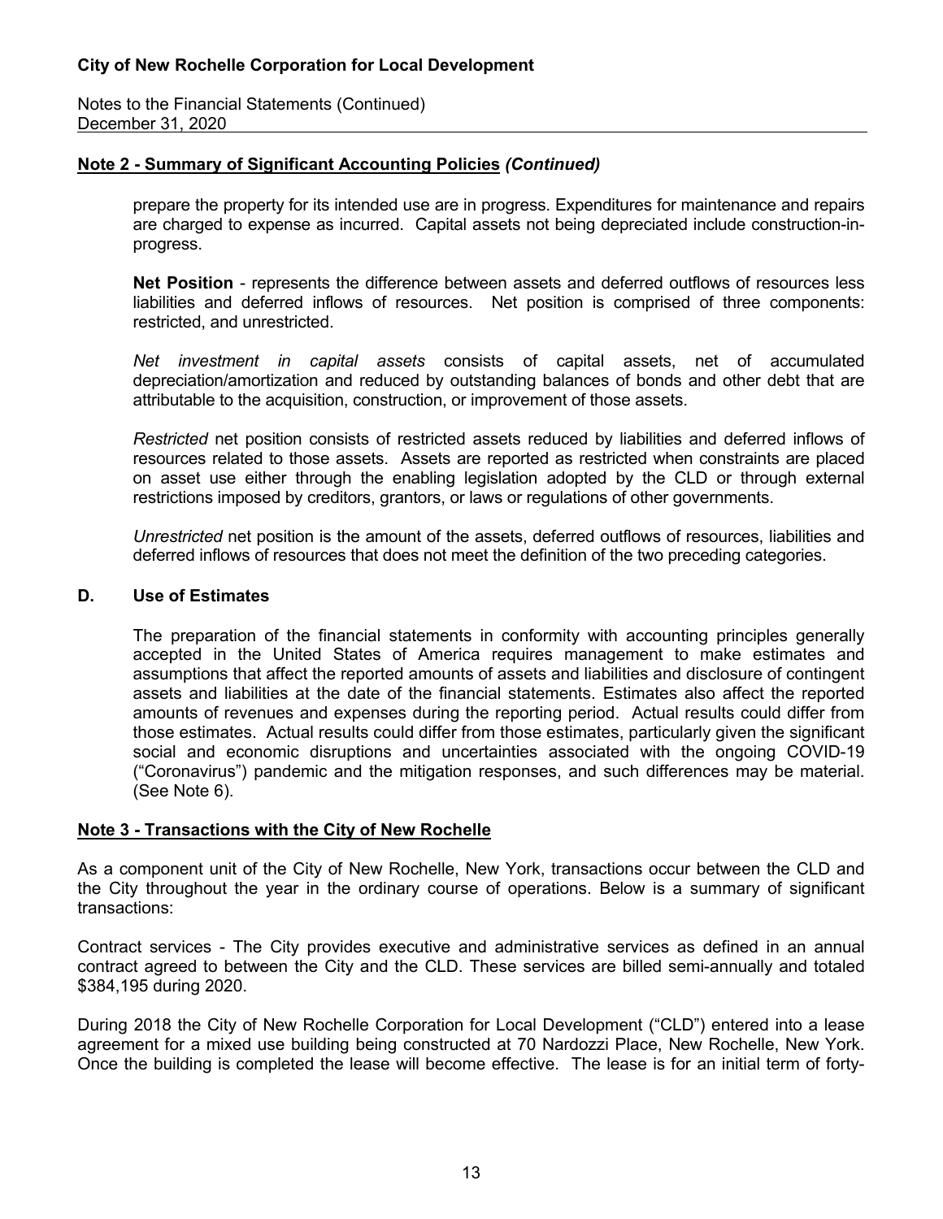## Note 2 - Summary of Significant Accounting Policies *(Continued)*

prepare the property for its intended use are in progress. Expenditures for maintenance and repairs are charged to expense as incurred. Capital assets not being depreciated include construction-in-progress.

**Net Position** - represents the difference between assets and deferred outflows of resources less liabilities and deferred inflows of resources. Net position is comprised of three components: restricted, and unrestricted.

*Net investment in capital assets* consists of capital assets, net of accumulated depreciation/amortization and reduced by outstanding balances of bonds and other debt that are attributable to the acquisition, construction, or improvement of those assets.

*Restricted* net position consists of restricted assets reduced by liabilities and deferred inflows of resources related to those assets. Assets are reported as restricted when constraints are placed on asset use either through the enabling legislation adopted by the CLD or through external restrictions imposed by creditors, grantors, or laws or regulations of other governments.

*Unrestricted* net position is the amount of the assets, deferred outflows of resources, liabilities and deferred inflows of resources that does not meet the definition of the two preceding categories.

### D. Use of Estimates

The preparation of the financial statements in conformity with accounting principles generally accepted in the United States of America requires management to make estimates and assumptions that affect the reported amounts of assets and liabilities and disclosure of contingent assets and liabilities at the date of the financial statements. Estimates also affect the reported amounts of revenues and expenses during the reporting period. Actual results could differ from those estimates. Actual results could differ from those estimates, particularly given the significant social and economic disruptions and uncertainties associated with the ongoing COVID-19 ("Coronavirus") pandemic and the mitigation responses, and such differences may be material. (See Note 6).

## Note 3 - Transactions with the City of New Rochelle

As a component unit of the City of New Rochelle, New York, transactions occur between the CLD and the City throughout the year in the ordinary course of operations. Below is a summary of significant transactions:

Contract services - The City provides executive and administrative services as defined in an annual contract agreed to between the City and the CLD. These services are billed semi-annually and totaled $384,195 during 2020.

During 2018 the City of New Rochelle Corporation for Local Development ("CLD") entered into a lease agreement for a mixed use building being constructed at 70 Nardozzi Place, New Rochelle, New York. Once the building is completed the lease will become effective. The lease is for an initial term of forty-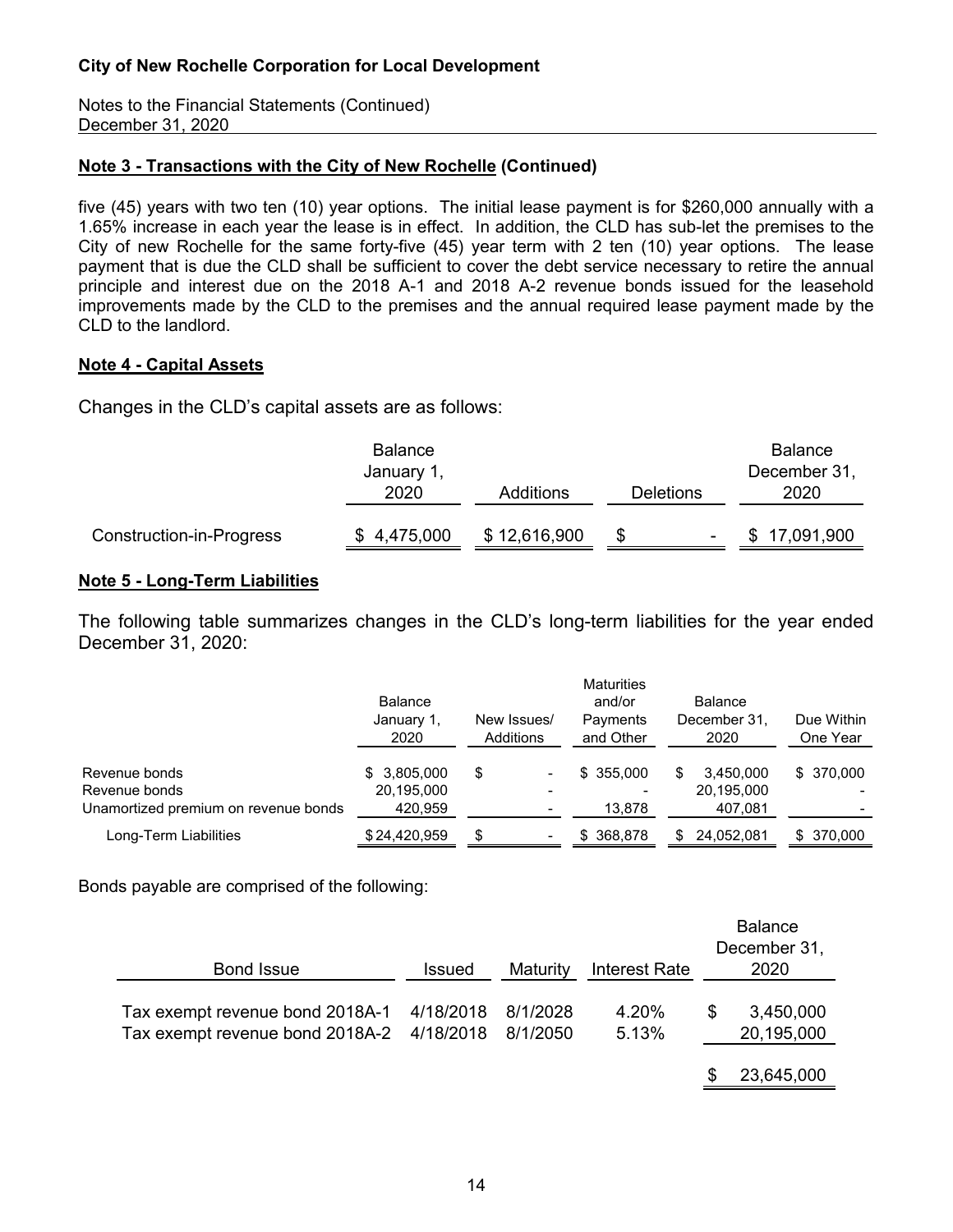**City of New Rochelle Corporation for Local Development**

Notes to the Financial Statements (Continued)
December 31, 2020

**Note 3 - Transactions with the City of New Rochelle (Continued)**

five (45) years with two ten (10) year options. The initial lease payment is for $260,000 annually with a 1.65% increase in each year the lease is in effect. In addition, the CLD has sub-let the premises to the City of new Rochelle for the same forty-five (45) year term with 2 ten (10) year options. The lease payment that is due the CLD shall be sufficient to cover the debt service necessary to retire the annual principle and interest due on the 2018 A-1 and 2018 A-2 revenue bonds issued for the leasehold improvements made by the CLD to the premises and the annual required lease payment made by the CLD to the landlord.

**Note 4 - Capital Assets**

Changes in the CLD's capital assets are as follows:

| | Balance January 1, 2020 | Additions | Deletions | Balance December 31, 2020 |
|---|---|---|---|---|
| Construction-in-Progress | $ 4,475,000 | $ 12,616,900 | $ - | $ 17,091,900 |

**Note 5 - Long-Term Liabilities**

The following table summarizes changes in the CLD's long-term liabilities for the year ended December 31, 2020:

| | Balance January 1, 2020 | New Issues/ Additions | Maturities and/or Payments and Other | Balance December 31, 2020 | Due Within One Year |
|---|---|---|---|---|---|
| Revenue bonds | $ 3,805,000 | $ - | $ 355,000 | $ 3,450,000 | $ 370,000 |
| Revenue bonds | 20,195,000 | - | - | 20,195,000 | - |
| Unamortized premium on revenue bonds | 420,959 | - | 13,878 | 407,081 | - |
| Long-Term Liabilities | $ 24,420,959 | $ - | $ 368,878 | $ 24,052,081 | $ 370,000 |

Bonds payable are comprised of the following:

| Bond Issue | Issued | Maturity | Interest Rate | Balance December 31, 2020 |
|---|---|---|---|---|
| Tax exempt revenue bond 2018A-1 | 4/18/2018 | 8/1/2028 | 4.20% | $ 3,450,000 |
| Tax exempt revenue bond 2018A-2 | 4/18/2018 | 8/1/2050 | 5.13% | 20,195,000 |
| | | | | $ 23,645,000 |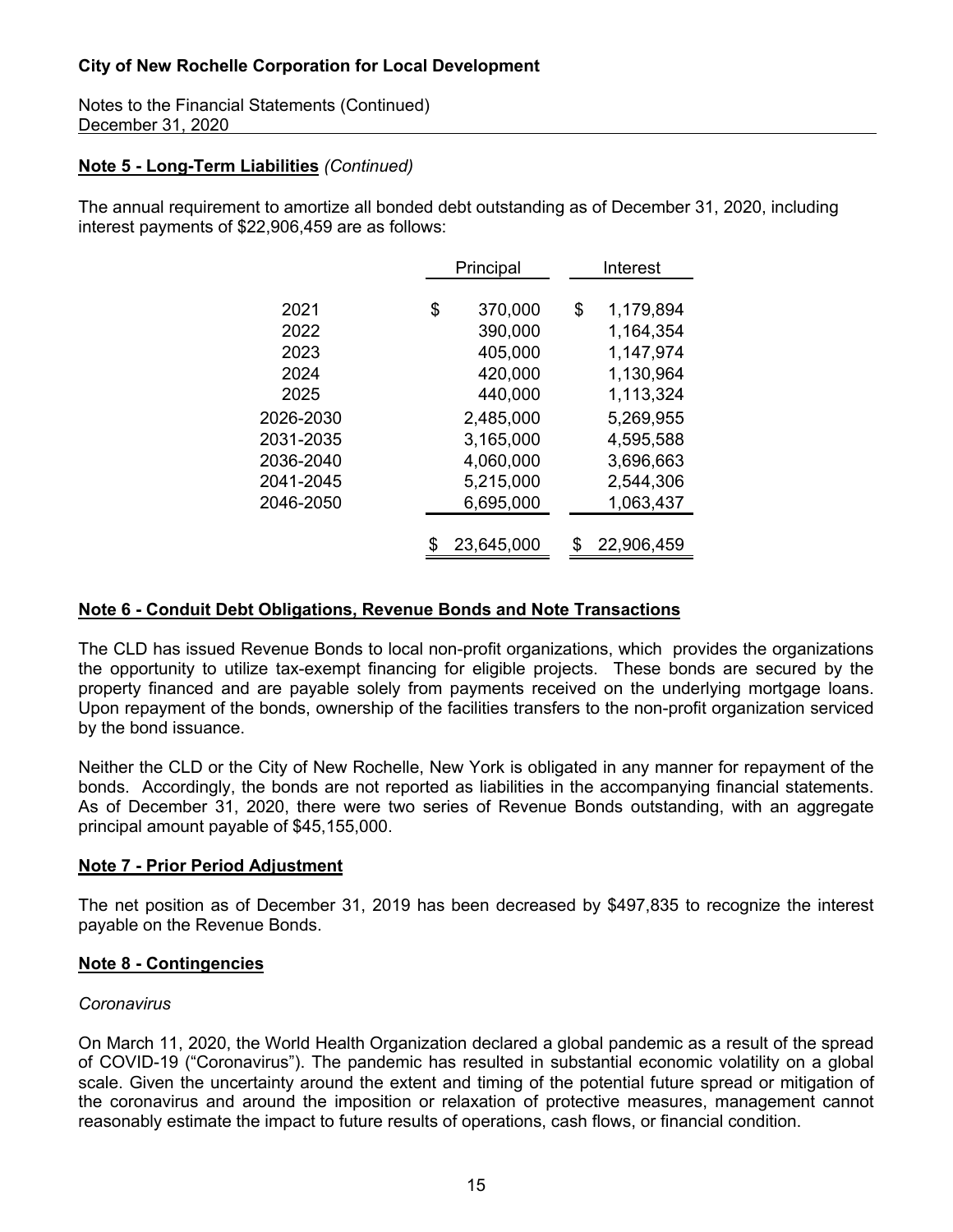**City of New Rochelle Corporation for Local Development**

Notes to the Financial Statements (Continued)
December 31, 2020

## Note 5 - Long-Term Liabilities *(Continued)*

The annual requirement to amortize all bonded debt outstanding as of December 31, 2020, including interest payments of $22,906,459 are as follows:

| | Principal | Interest |
|---|---|---|
| 2021 | $ 370,000 | $ 1,179,894 |
| 2022 | 390,000 | 1,164,354 |
| 2023 | 405,000 | 1,147,974 |
| 2024 | 420,000 | 1,130,964 |
| 2025 | 440,000 | 1,113,324 |
| 2026-2030 | 2,485,000 | 5,269,955 |
| 2031-2035 | 3,165,000 | 4,595,588 |
| 2036-2040 | 4,060,000 | 3,696,663 |
| 2041-2045 | 5,215,000 | 2,544,306 |
| 2046-2050 | 6,695,000 | 1,063,437 |
| | $ 23,645,000 | $ 22,906,459 |

## Note 6 - Conduit Debt Obligations, Revenue Bonds and Note Transactions

The CLD has issued Revenue Bonds to local non-profit organizations, which provides the organizations the opportunity to utilize tax-exempt financing for eligible projects. These bonds are secured by the property financed and are payable solely from payments received on the underlying mortgage loans. Upon repayment of the bonds, ownership of the facilities transfers to the non-profit organization serviced by the bond issuance.

Neither the CLD or the City of New Rochelle, New York is obligated in any manner for repayment of the bonds. Accordingly, the bonds are not reported as liabilities in the accompanying financial statements. As of December 31, 2020, there were two series of Revenue Bonds outstanding, with an aggregate principal amount payable of $45,155,000.

## Note 7 - Prior Period Adjustment

The net position as of December 31, 2019 has been decreased by $497,835 to recognize the interest payable on the Revenue Bonds.

## Note 8 - Contingencies

*Coronavirus*

On March 11, 2020, the World Health Organization declared a global pandemic as a result of the spread of COVID-19 ("Coronavirus"). The pandemic has resulted in substantial economic volatility on a global scale. Given the uncertainty around the extent and timing of the potential future spread or mitigation of the coronavirus and around the imposition or relaxation of protective measures, management cannot reasonably estimate the impact to future results of operations, cash flows, or financial condition.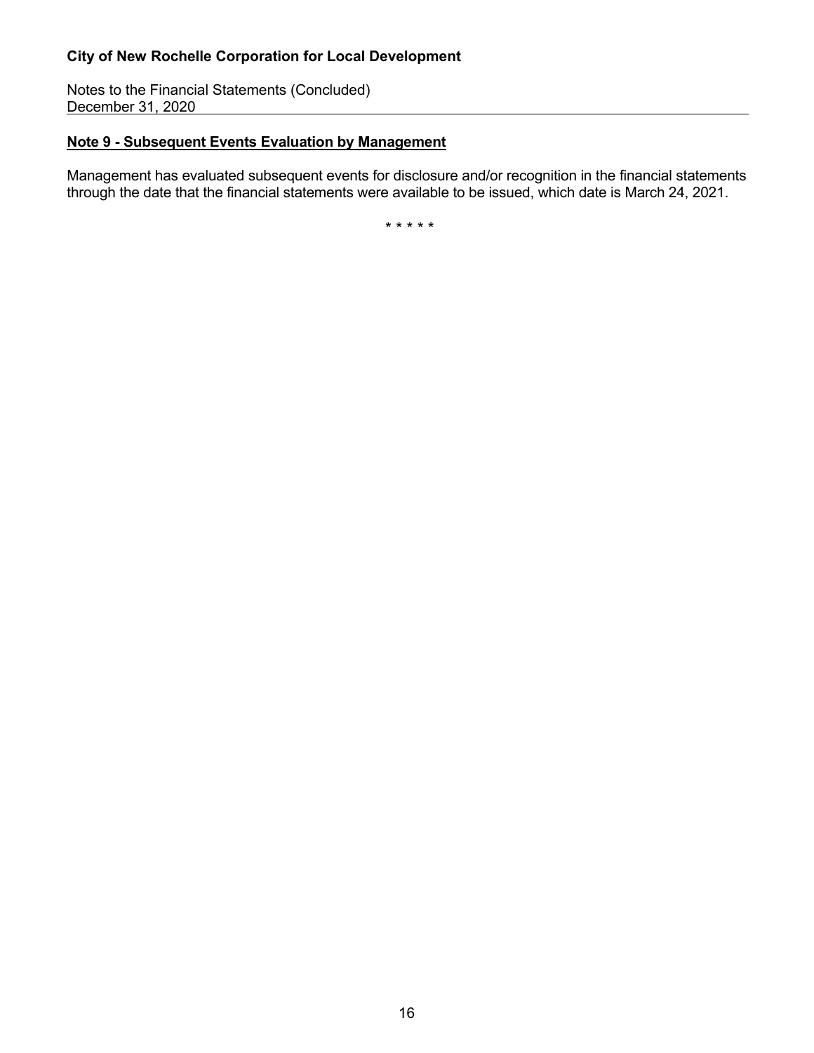## Note 9 - Subsequent Events Evaluation by Management

Management has evaluated subsequent events for disclosure and/or recognition in the financial statements through the date that the financial statements were available to be issued, which date is March 24, 2021.

\* \* \* \* \*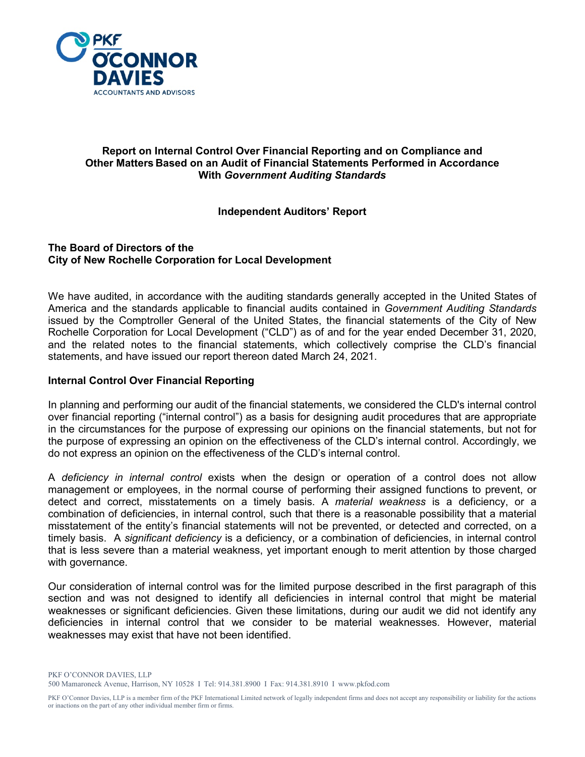PKF O'CONNOR DAVIES ACCOUNTANTS AND ADVISORS

**Report on Internal Control Over Financial Reporting and on Compliance and Other Matters Based on an Audit of Financial Statements Performed in Accordance With *Government Auditing Standards***

**Independent Auditors' Report**

**The Board of Directors of the City of New Rochelle Corporation for Local Development**

We have audited, in accordance with the auditing standards generally accepted in the United States of America and the standards applicable to financial audits contained in *Government Auditing Standards* issued by the Comptroller General of the United States, the financial statements of the City of New Rochelle Corporation for Local Development ("CLD") as of and for the year ended December 31, 2020, and the related notes to the financial statements, which collectively comprise the CLD's financial statements, and have issued our report thereon dated March 24, 2021.

## Internal Control Over Financial Reporting

In planning and performing our audit of the financial statements, we considered the CLD's internal control over financial reporting ("internal control") as a basis for designing audit procedures that are appropriate in the circumstances for the purpose of expressing our opinions on the financial statements, but not for the purpose of expressing an opinion on the effectiveness of the CLD's internal control. Accordingly, we do not express an opinion on the effectiveness of the CLD's internal control.

A *deficiency in internal control* exists when the design or operation of a control does not allow management or employees, in the normal course of performing their assigned functions to prevent, or detect and correct, misstatements on a timely basis. A *material weakness* is a deficiency, or a combination of deficiencies, in internal control, such that there is a reasonable possibility that a material misstatement of the entity's financial statements will not be prevented, or detected and corrected, on a timely basis. A *significant deficiency* is a deficiency, or a combination of deficiencies, in internal control that is less severe than a material weakness, yet important enough to merit attention by those charged with governance.

Our consideration of internal control was for the limited purpose described in the first paragraph of this section and was not designed to identify all deficiencies in internal control that might be material weaknesses or significant deficiencies. Given these limitations, during our audit we did not identify any deficiencies in internal control that we consider to be material weaknesses. However, material weaknesses may exist that have not been identified.

PKF O'CONNOR DAVIES, LLP
500 Mamaroneck Avenue, Harrison, NY 10528 I Tel: 914.381.8900 I Fax: 914.381.8910 I www.pkfod.com

PKF O'Connor Davies, LLP is a member firm of the PKF International Limited network of legally independent firms and does not accept any responsibility or liability for the actions or inactions on the part of any other individual member firm or firms.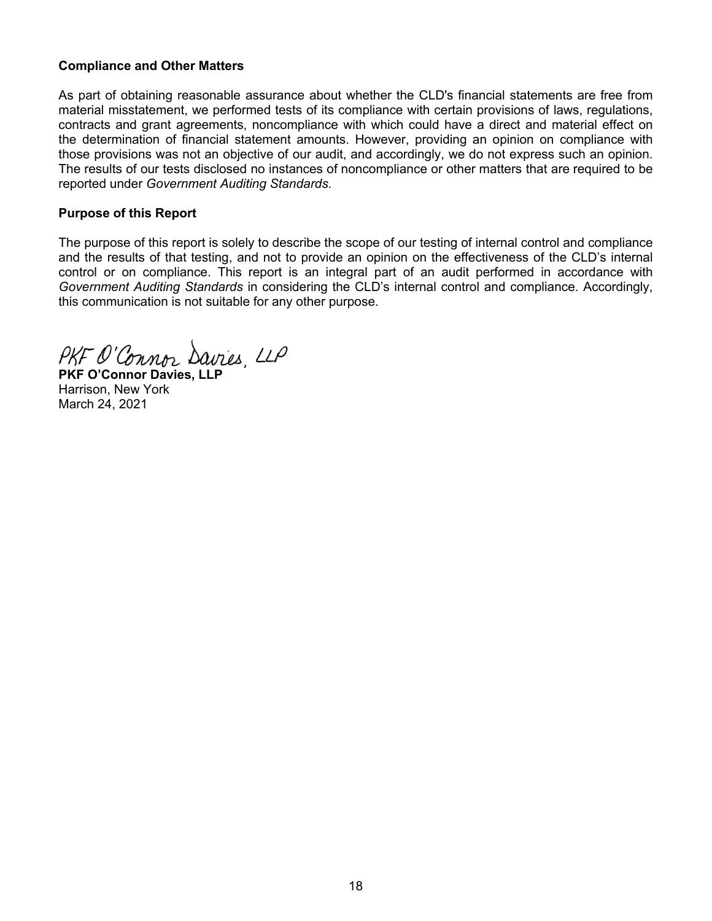### Compliance and Other Matters

As part of obtaining reasonable assurance about whether the CLD's financial statements are free from material misstatement, we performed tests of its compliance with certain provisions of laws, regulations, contracts and grant agreements, noncompliance with which could have a direct and material effect on the determination of financial statement amounts. However, providing an opinion on compliance with those provisions was not an objective of our audit, and accordingly, we do not express such an opinion. The results of our tests disclosed no instances of noncompliance or other matters that are required to be reported under *Government Auditing Standards*.

### Purpose of this Report

The purpose of this report is solely to describe the scope of our testing of internal control and compliance and the results of that testing, and not to provide an opinion on the effectiveness of the CLD's internal control or on compliance. This report is an integral part of an audit performed in accordance with *Government Auditing Standards* in considering the CLD's internal control and compliance. Accordingly, this communication is not suitable for any other purpose.

*PKF O'Connor Davies, LLP*

**PKF O'Connor Davies, LLP**
Harrison, New York
March 24, 2021